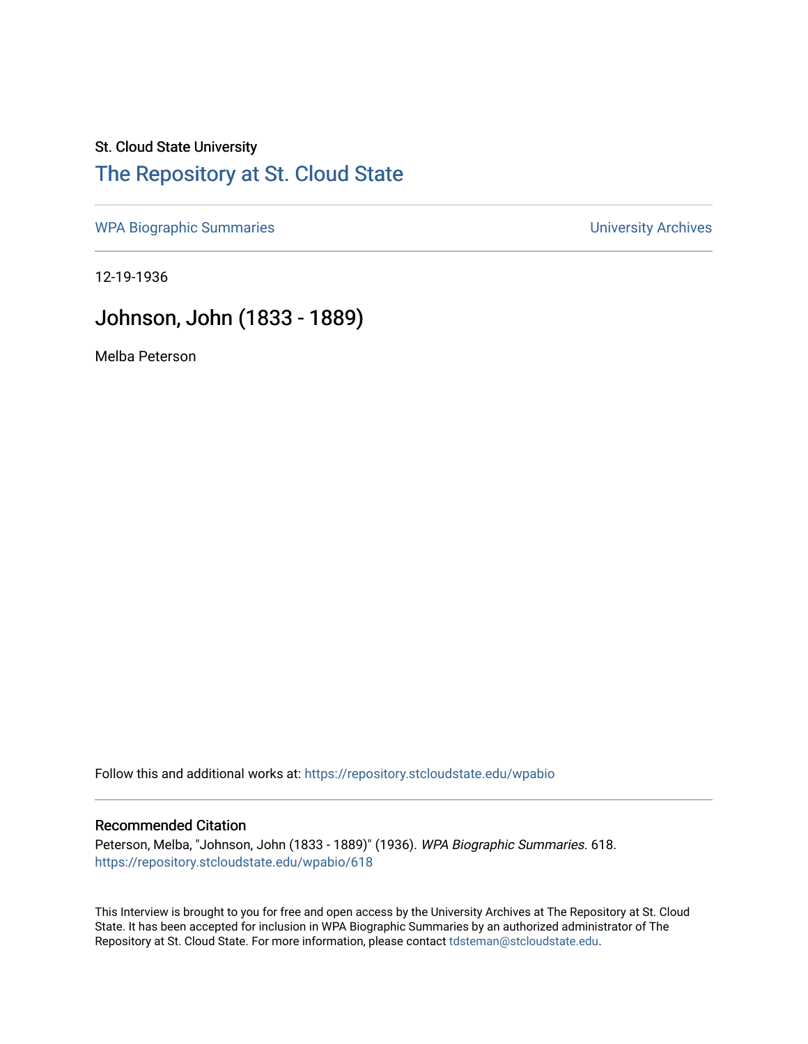St. Cloud State University

# The Repository at St. Cloud State

WPA Biographic Summaries | University Archives

12-19-1936

## Johnson, John (1833 - 1889)

Melba Peterson

Follow this and additional works at: https://repository.stcloudstate.edu/wpabio

### Recommended Citation

Peterson, Melba, "Johnson, John (1833 - 1889)" (1936). *WPA Biographic Summaries*. 618.
https://repository.stcloudstate.edu/wpabio/618

This Interview is brought to you for free and open access by the University Archives at The Repository at St. Cloud State. It has been accepted for inclusion in WPA Biographic Summaries by an authorized administrator of The Repository at St. Cloud State. For more information, please contact tdsteman@stcloudstate.edu.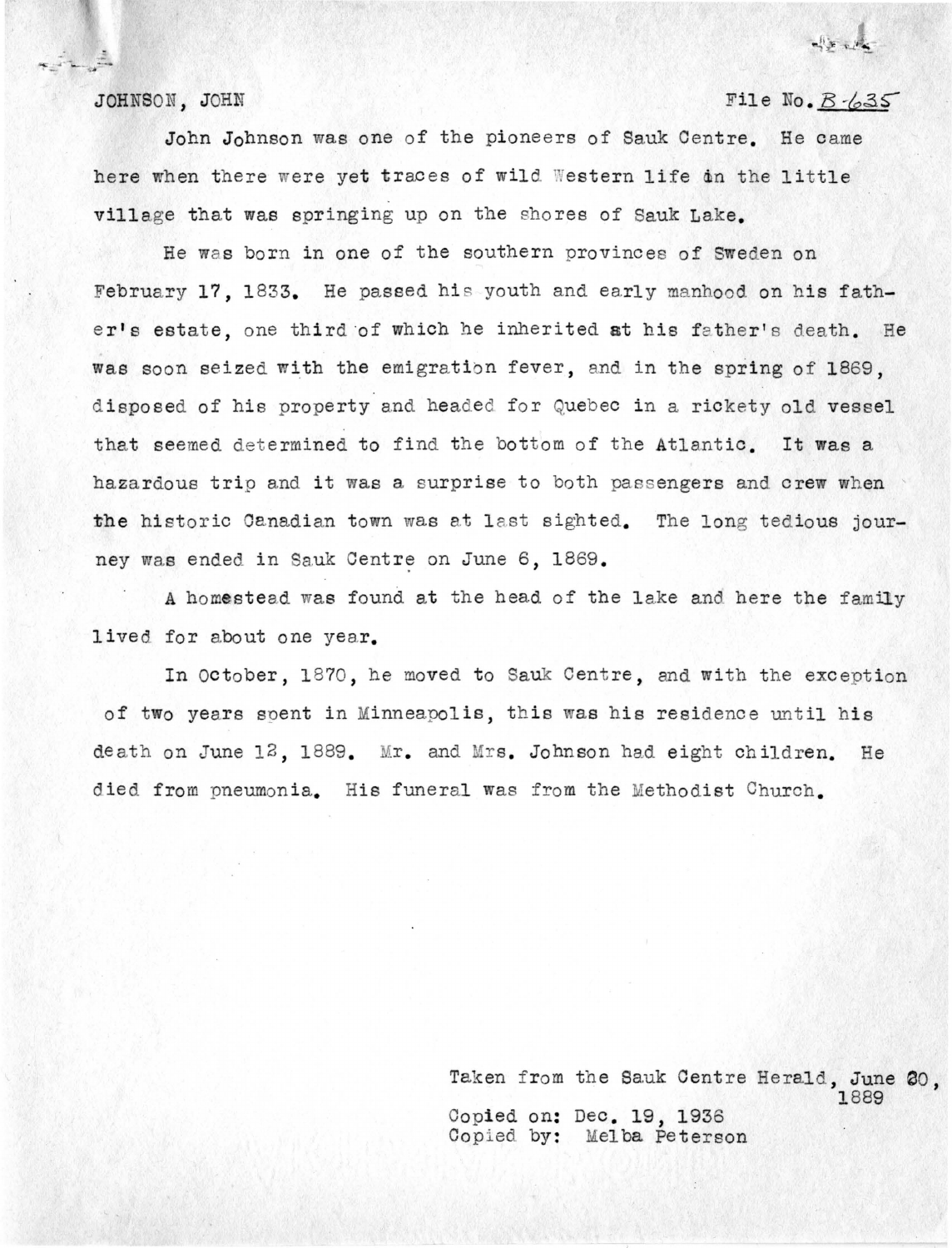JOHNSON, JOHN File No. B-635

John Johnson was one of the pioneers of Sauk Centre. He came here when there were yet traces of wild Western life in the little village that was springing up on the shores of Sauk Lake.

He was born in one of the southern provinces of Sweden on February 17, 1833. He passed his youth and early manhood on his father's estate, one third of which he inherited at his father's death. He was soon seized with the emigration fever, and in the spring of 1869, disposed of his property and headed for Quebec in a rickety old vessel that seemed determined to find the bottom of the Atlantic. It was a hazardous trip and it was a surprise to both passengers and crew when the historic Canadian town was at last sighted. The long tedious journey was ended in Sauk Centre on June 6, 1869.

A homestead was found at the head of the lake and here the family lived for about one year.

In October, 1870, he moved to Sauk Centre, and with the exception of two years spent in Minneapolis, this was his residence until his death on June 12, 1889. Mr. and Mrs. Johnson had eight children. He died from pneumonia. His funeral was from the Methodist Church.

Taken from the Sauk Centre Herald, June 20, 1889

Copied on: Dec. 19, 1936
Copied by: Melba Peterson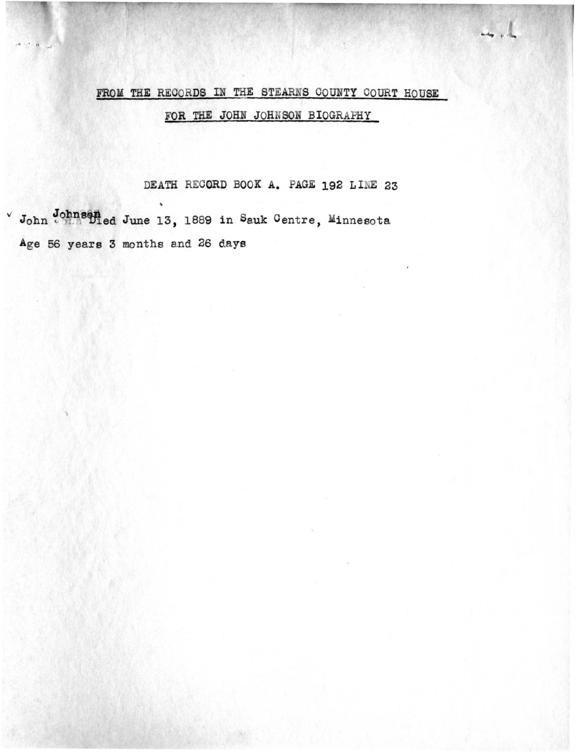FROM THE RECORDS IN THE STEARNS COUNTY COURT HOUSE

FOR THE JOHN JOHNSON BIOGRAPHY

DEATH RECORD BOOK A. PAGE 192 LINE 23

John Johnson Died June 13, 1889 in Sauk Centre, Minnesota

Age 56 years 3 months and 26 days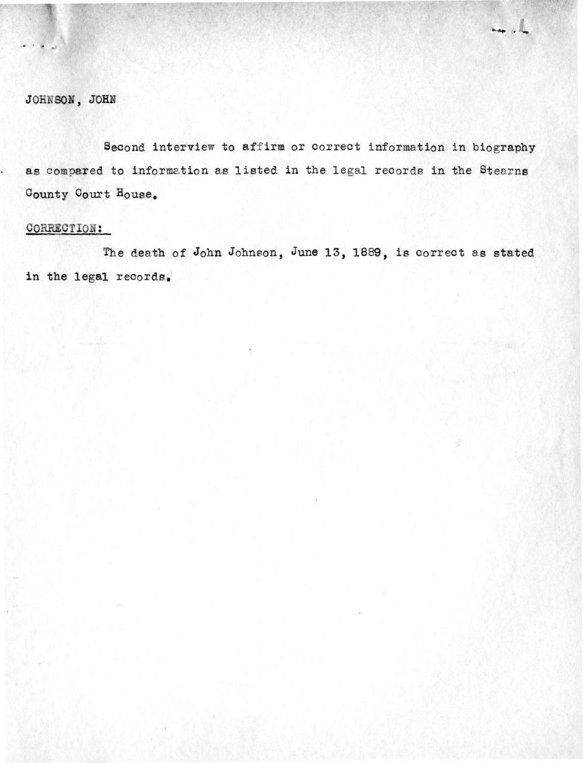JOHNSON, JOHN

Second interview to affirm or correct information in biography as compared to information as listed in the legal records in the Stearns County Court House.

CORRECTION:

The death of John Johnson, June 13, 1889, is correct as stated in the legal records.